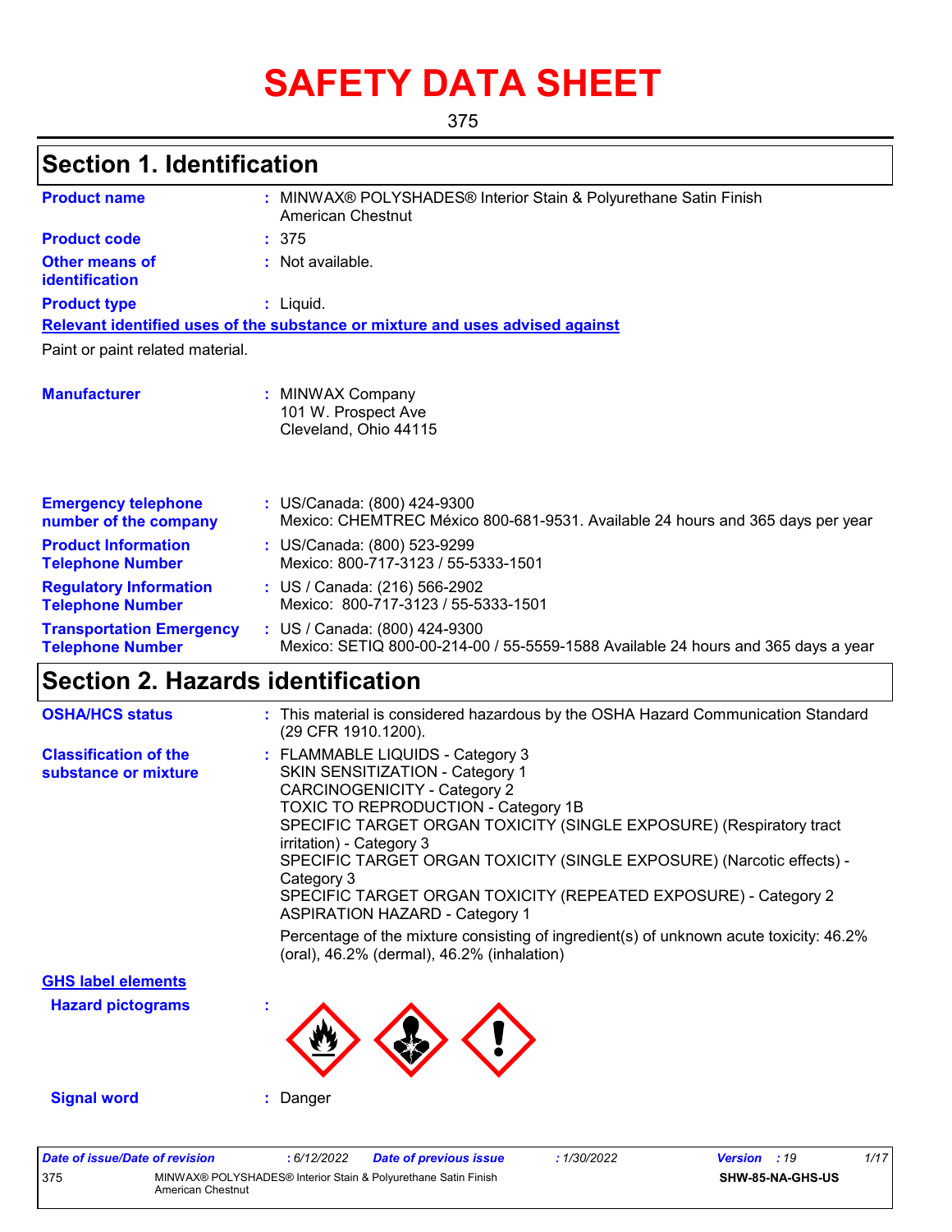# SAFETY DATA SHEET

375

## Section 1. Identification

**Product name** : MINWAX® POLYSHADES® Interior Stain & Polyurethane Satin Finish American Chestnut

**Product code** : 375

**Other means of identification** : Not available.

**Product type** : Liquid.

**Relevant identified uses of the substance or mixture and uses advised against**

Paint or paint related material.

**Manufacturer** : MINWAX Company
101 W. Prospect Ave
Cleveland, Ohio 44115

**Emergency telephone number of the company** : US/Canada: (800) 424-9300
Mexico: CHEMTREC México 800-681-9531. Available 24 hours and 365 days per year

**Product Information Telephone Number** : US/Canada: (800) 523-9299
Mexico: 800-717-3123 / 55-5333-1501

**Regulatory Information Telephone Number** : US / Canada: (216) 566-2902
Mexico: 800-717-3123 / 55-5333-1501

**Transportation Emergency Telephone Number** : US / Canada: (800) 424-9300
Mexico: SETIQ 800-00-214-00 / 55-5559-1588 Available 24 hours and 365 days a year

## Section 2. Hazards identification

**OSHA/HCS status** : This material is considered hazardous by the OSHA Hazard Communication Standard (29 CFR 1910.1200).

**Classification of the substance or mixture** : FLAMMABLE LIQUIDS - Category 3
SKIN SENSITIZATION - Category 1
CARCINOGENICITY - Category 2
TOXIC TO REPRODUCTION - Category 1B
SPECIFIC TARGET ORGAN TOXICITY (SINGLE EXPOSURE) (Respiratory tract irritation) - Category 3
SPECIFIC TARGET ORGAN TOXICITY (SINGLE EXPOSURE) (Narcotic effects) - Category 3
SPECIFIC TARGET ORGAN TOXICITY (REPEATED EXPOSURE) - Category 2
ASPIRATION HAZARD - Category 1

Percentage of the mixture consisting of ingredient(s) of unknown acute toxicity: 46.2% (oral), 46.2% (dermal), 46.2% (inhalation)

**GHS label elements**

**Hazard pictograms** :

**Signal word** : Danger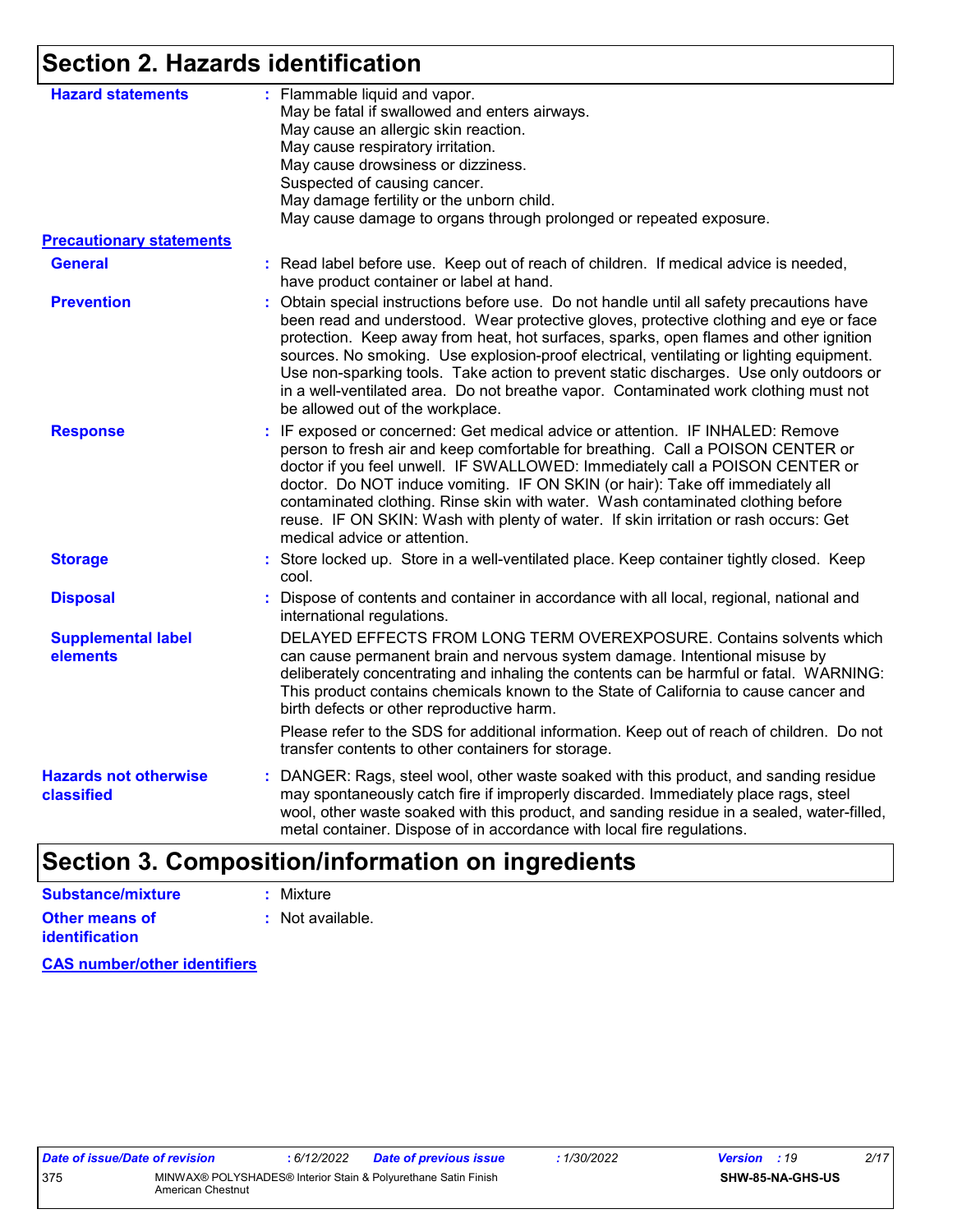# Section 2. Hazards identification

**Hazard statements** : Flammable liquid and vapor.
May be fatal if swallowed and enters airways.
May cause an allergic skin reaction.
May cause respiratory irritation.
May cause drowsiness or dizziness.
Suspected of causing cancer.
May damage fertility or the unborn child.
May cause damage to organs through prolonged or repeated exposure.

**Precautionary statements**

**General** : Read label before use. Keep out of reach of children. If medical advice is needed, have product container or label at hand.

**Prevention** : Obtain special instructions before use. Do not handle until all safety precautions have been read and understood. Wear protective gloves, protective clothing and eye or face protection. Keep away from heat, hot surfaces, sparks, open flames and other ignition sources. No smoking. Use explosion-proof electrical, ventilating or lighting equipment. Use non-sparking tools. Take action to prevent static discharges. Use only outdoors or in a well-ventilated area. Do not breathe vapor. Contaminated work clothing must not be allowed out of the workplace.

**Response** : IF exposed or concerned: Get medical advice or attention. IF INHALED: Remove person to fresh air and keep comfortable for breathing. Call a POISON CENTER or doctor if you feel unwell. IF SWALLOWED: Immediately call a POISON CENTER or doctor. Do NOT induce vomiting. IF ON SKIN (or hair): Take off immediately all contaminated clothing. Rinse skin with water. Wash contaminated clothing before reuse. IF ON SKIN: Wash with plenty of water. If skin irritation or rash occurs: Get medical advice or attention.

**Storage** : Store locked up. Store in a well-ventilated place. Keep container tightly closed. Keep cool.

**Disposal** : Dispose of contents and container in accordance with all local, regional, national and international regulations.

**Supplemental label elements** DELAYED EFFECTS FROM LONG TERM OVEREXPOSURE. Contains solvents which can cause permanent brain and nervous system damage. Intentional misuse by deliberately concentrating and inhaling the contents can be harmful or fatal. WARNING: This product contains chemicals known to the State of California to cause cancer and birth defects or other reproductive harm.

Please refer to the SDS for additional information. Keep out of reach of children. Do not transfer contents to other containers for storage.

**Hazards not otherwise classified** : DANGER: Rags, steel wool, other waste soaked with this product, and sanding residue may spontaneously catch fire if improperly discarded. Immediately place rags, steel wool, other waste soaked with this product, and sanding residue in a sealed, water-filled, metal container. Dispose of in accordance with local fire regulations.

# Section 3. Composition/information on ingredients

**Substance/mixture** : Mixture

**Other means of identification** : Not available.

**CAS number/other identifiers**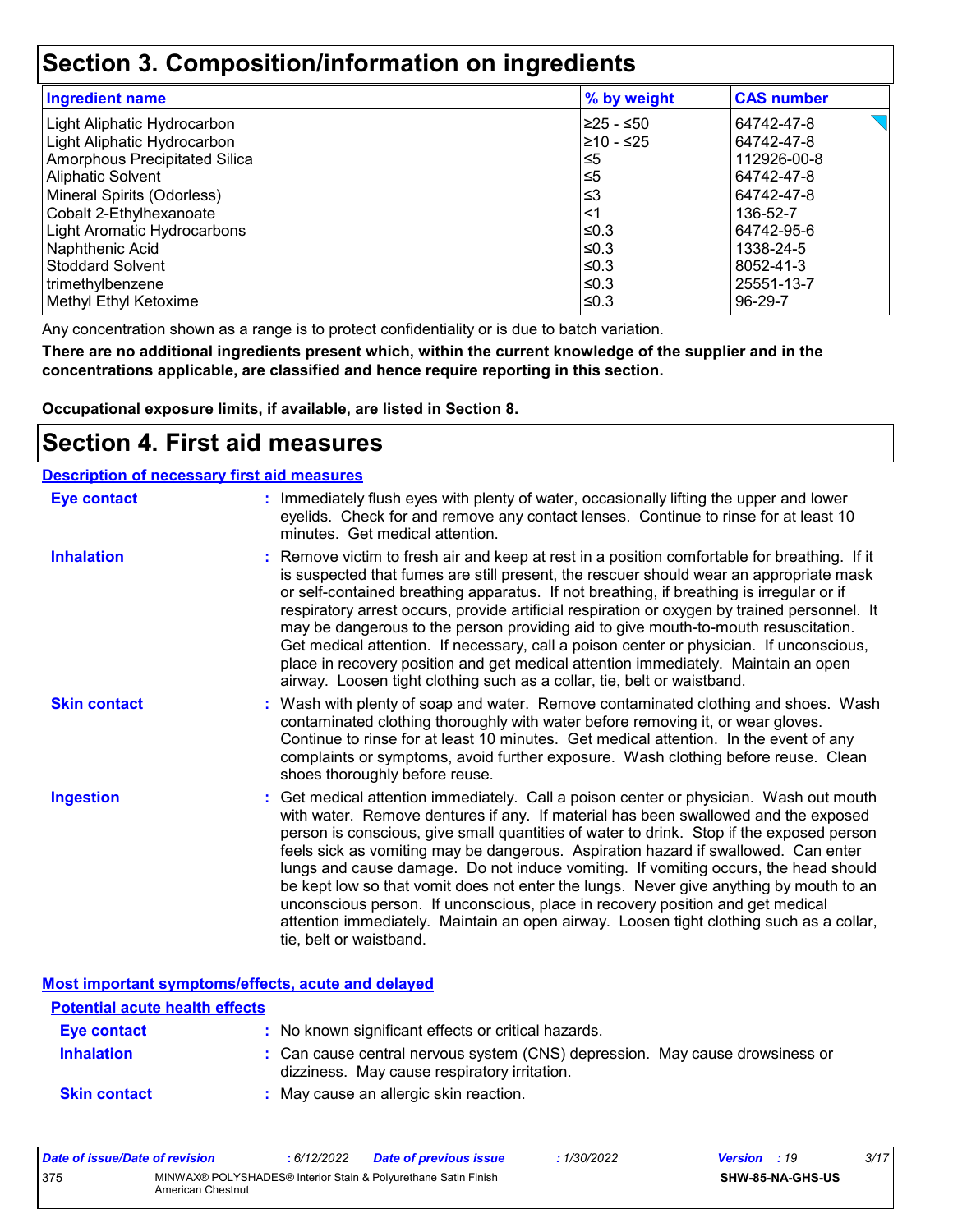# Section 3. Composition/information on ingredients

| Ingredient name | % by weight | CAS number |
|---|---|---|
| Light Aliphatic Hydrocarbon | ≥25 - ≤50 | 64742-47-8 |
| Light Aliphatic Hydrocarbon | ≥10 - ≤25 | 64742-47-8 |
| Amorphous Precipitated Silica | ≤5 | 112926-00-8 |
| Aliphatic Solvent | ≤5 | 64742-47-8 |
| Mineral Spirits (Odorless) | ≤3 | 64742-47-8 |
| Cobalt 2-Ethylhexanoate | <1 | 136-52-7 |
| Light Aromatic Hydrocarbons | ≤0.3 | 64742-95-6 |
| Naphthenic Acid | ≤0.3 | 1338-24-5 |
| Stoddard Solvent | ≤0.3 | 8052-41-3 |
| trimethylbenzene | ≤0.3 | 25551-13-7 |
| Methyl Ethyl Ketoxime | ≤0.3 | 96-29-7 |

Any concentration shown as a range is to protect confidentiality or is due to batch variation.

**There are no additional ingredients present which, within the current knowledge of the supplier and in the concentrations applicable, are classified and hence require reporting in this section.**

**Occupational exposure limits, if available, are listed in Section 8.**

# Section 4. First aid measures

## Description of necessary first aid measures

**Eye contact** : Immediately flush eyes with plenty of water, occasionally lifting the upper and lower eyelids. Check for and remove any contact lenses. Continue to rinse for at least 10 minutes. Get medical attention.

**Inhalation** : Remove victim to fresh air and keep at rest in a position comfortable for breathing. If it is suspected that fumes are still present, the rescuer should wear an appropriate mask or self-contained breathing apparatus. If not breathing, if breathing is irregular or if respiratory arrest occurs, provide artificial respiration or oxygen by trained personnel. It may be dangerous to the person providing aid to give mouth-to-mouth resuscitation. Get medical attention. If necessary, call a poison center or physician. If unconscious, place in recovery position and get medical attention immediately. Maintain an open airway. Loosen tight clothing such as a collar, tie, belt or waistband.

**Skin contact** : Wash with plenty of soap and water. Remove contaminated clothing and shoes. Wash contaminated clothing thoroughly with water before removing it, or wear gloves. Continue to rinse for at least 10 minutes. Get medical attention. In the event of any complaints or symptoms, avoid further exposure. Wash clothing before reuse. Clean shoes thoroughly before reuse.

**Ingestion** : Get medical attention immediately. Call a poison center or physician. Wash out mouth with water. Remove dentures if any. If material has been swallowed and the exposed person is conscious, give small quantities of water to drink. Stop if the exposed person feels sick as vomiting may be dangerous. Aspiration hazard if swallowed. Can enter lungs and cause damage. Do not induce vomiting. If vomiting occurs, the head should be kept low so that vomit does not enter the lungs. Never give anything by mouth to an unconscious person. If unconscious, place in recovery position and get medical attention immediately. Maintain an open airway. Loosen tight clothing such as a collar, tie, belt or waistband.

## Most important symptoms/effects, acute and delayed

### Potential acute health effects

**Eye contact** : No known significant effects or critical hazards.

**Inhalation** : Can cause central nervous system (CNS) depression. May cause drowsiness or dizziness. May cause respiratory irritation.

**Skin contact** : May cause an allergic skin reaction.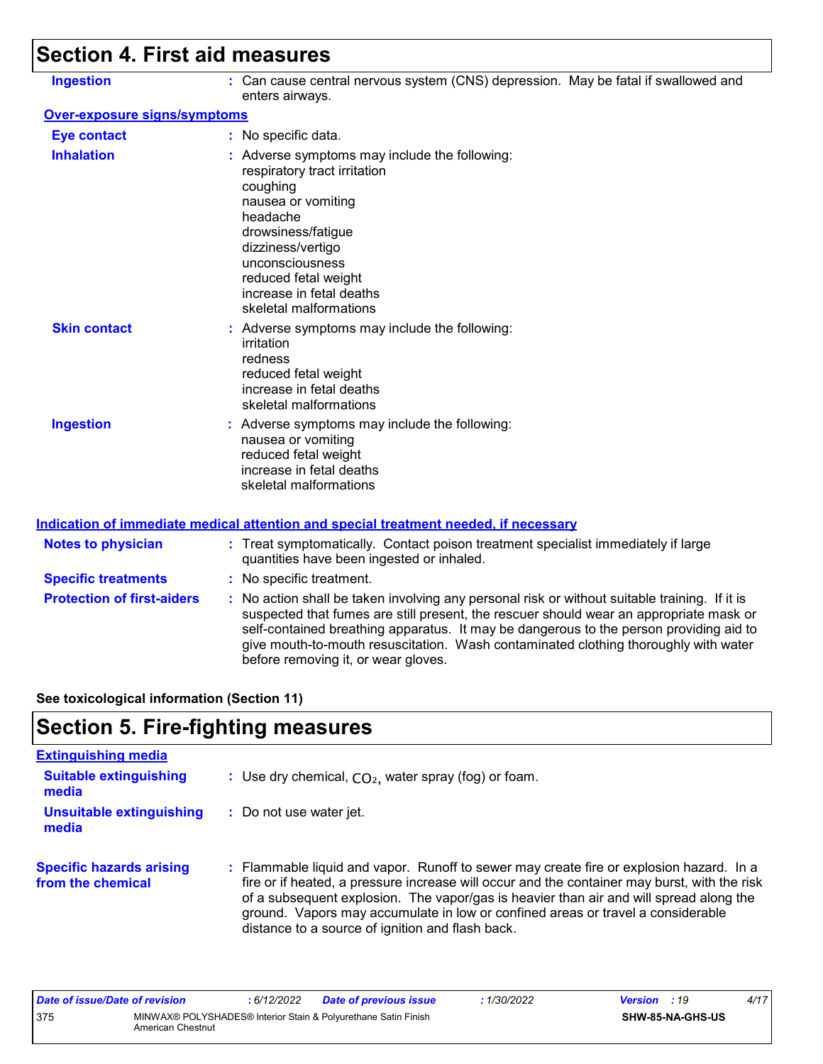## Section 4. First aid measures

**Ingestion** : Can cause central nervous system (CNS) depression. May be fatal if swallowed and enters airways.

**Over-exposure signs/symptoms**

**Eye contact** : No specific data.

**Inhalation** : Adverse symptoms may include the following:
respiratory tract irritation
coughing
nausea or vomiting
headache
drowsiness/fatigue
dizziness/vertigo
unconsciousness
reduced fetal weight
increase in fetal deaths
skeletal malformations

**Skin contact** : Adverse symptoms may include the following:
irritation
redness
reduced fetal weight
increase in fetal deaths
skeletal malformations

**Ingestion** : Adverse symptoms may include the following:
nausea or vomiting
reduced fetal weight
increase in fetal deaths
skeletal malformations

**Indication of immediate medical attention and special treatment needed, if necessary**

**Notes to physician** : Treat symptomatically. Contact poison treatment specialist immediately if large quantities have been ingested or inhaled.

**Specific treatments** : No specific treatment.

**Protection of first-aiders** : No action shall be taken involving any personal risk or without suitable training. If it is suspected that fumes are still present, the rescuer should wear an appropriate mask or self-contained breathing apparatus. It may be dangerous to the person providing aid to give mouth-to-mouth resuscitation. Wash contaminated clothing thoroughly with water before removing it, or wear gloves.

**See toxicological information (Section 11)**

## Section 5. Fire-fighting measures

**Extinguishing media**

**Suitable extinguishing media** : Use dry chemical, $CO_2$, water spray (fog) or foam.

**Unsuitable extinguishing media** : Do not use water jet.

**Specific hazards arising from the chemical** : Flammable liquid and vapor. Runoff to sewer may create fire or explosion hazard. In a fire or if heated, a pressure increase will occur and the container may burst, with the risk of a subsequent explosion. The vapor/gas is heavier than air and will spread along the ground. Vapors may accumulate in low or confined areas or travel a considerable distance to a source of ignition and flash back.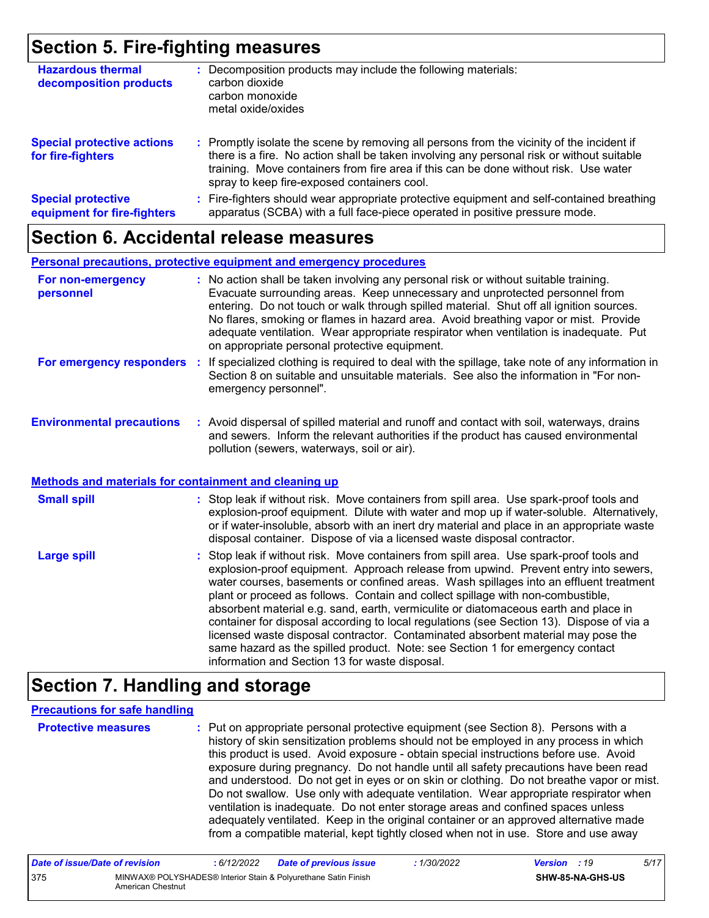## Section 5. Fire-fighting measures

**Hazardous thermal decomposition products** : Decomposition products may include the following materials:
carbon dioxide
carbon monoxide
metal oxide/oxides

**Special protective actions for fire-fighters** : Promptly isolate the scene by removing all persons from the vicinity of the incident if there is a fire. No action shall be taken involving any personal risk or without suitable training. Move containers from fire area if this can be done without risk. Use water spray to keep fire-exposed containers cool.

**Special protective equipment for fire-fighters** : Fire-fighters should wear appropriate protective equipment and self-contained breathing apparatus (SCBA) with a full face-piece operated in positive pressure mode.

## Section 6. Accidental release measures

**Personal precautions, protective equipment and emergency procedures**

**For non-emergency personnel** : No action shall be taken involving any personal risk or without suitable training. Evacuate surrounding areas. Keep unnecessary and unprotected personnel from entering. Do not touch or walk through spilled material. Shut off all ignition sources. No flares, smoking or flames in hazard area. Avoid breathing vapor or mist. Provide adequate ventilation. Wear appropriate respirator when ventilation is inadequate. Put on appropriate personal protective equipment.

**For emergency responders** : If specialized clothing is required to deal with the spillage, take note of any information in Section 8 on suitable and unsuitable materials. See also the information in "For non-emergency personnel".

**Environmental precautions** : Avoid dispersal of spilled material and runoff and contact with soil, waterways, drains and sewers. Inform the relevant authorities if the product has caused environmental pollution (sewers, waterways, soil or air).

**Methods and materials for containment and cleaning up**

**Small spill** : Stop leak if without risk. Move containers from spill area. Use spark-proof tools and explosion-proof equipment. Dilute with water and mop up if water-soluble. Alternatively, or if water-insoluble, absorb with an inert dry material and place in an appropriate waste disposal container. Dispose of via a licensed waste disposal contractor.

**Large spill** : Stop leak if without risk. Move containers from spill area. Use spark-proof tools and explosion-proof equipment. Approach release from upwind. Prevent entry into sewers, water courses, basements or confined areas. Wash spillages into an effluent treatment plant or proceed as follows. Contain and collect spillage with non-combustible, absorbent material e.g. sand, earth, vermiculite or diatomaceous earth and place in container for disposal according to local regulations (see Section 13). Dispose of via a licensed waste disposal contractor. Contaminated absorbent material may pose the same hazard as the spilled product. Note: see Section 1 for emergency contact information and Section 13 for waste disposal.

## Section 7. Handling and storage

**Precautions for safe handling**

**Protective measures** : Put on appropriate personal protective equipment (see Section 8). Persons with a history of skin sensitization problems should not be employed in any process in which this product is used. Avoid exposure - obtain special instructions before use. Avoid exposure during pregnancy. Do not handle until all safety precautions have been read and understood. Do not get in eyes or on skin or clothing. Do not breathe vapor or mist. Do not swallow. Use only with adequate ventilation. Wear appropriate respirator when ventilation is inadequate. Do not enter storage areas and confined spaces unless adequately ventilated. Keep in the original container or an approved alternative made from a compatible material, kept tightly closed when not in use. Store and use away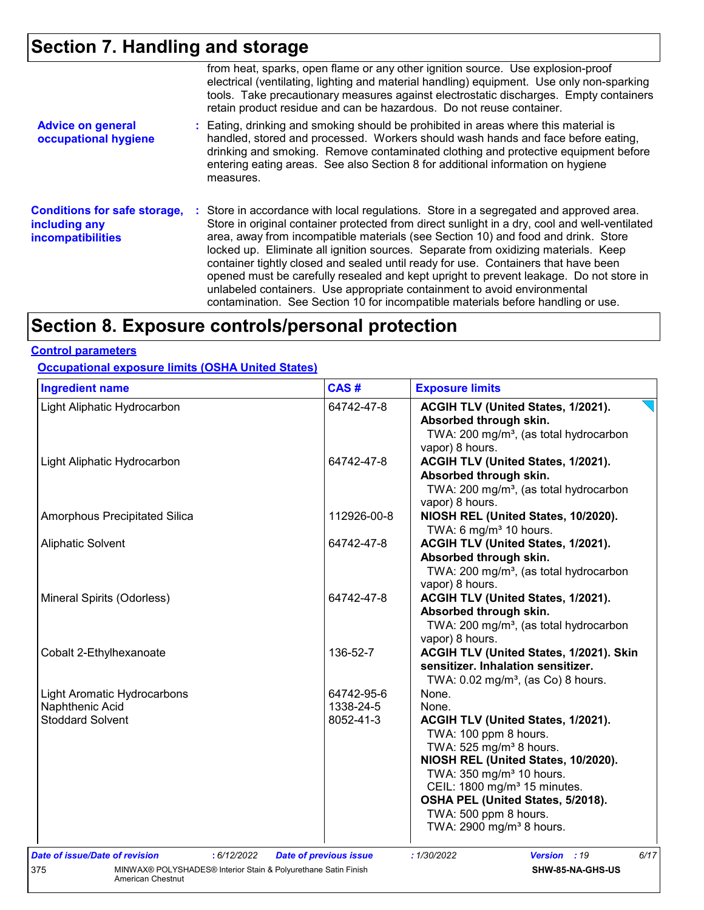## Section 7. Handling and storage

from heat, sparks, open flame or any other ignition source. Use explosion-proof electrical (ventilating, lighting and material handling) equipment. Use only non-sparking tools. Take precautionary measures against electrostatic discharges. Empty containers retain product residue and can be hazardous. Do not reuse container.

**Advice on general occupational hygiene** : Eating, drinking and smoking should be prohibited in areas where this material is handled, stored and processed. Workers should wash hands and face before eating, drinking and smoking. Remove contaminated clothing and protective equipment before entering eating areas. See also Section 8 for additional information on hygiene measures.

**Conditions for safe storage, including any incompatibilities** : Store in accordance with local regulations. Store in a segregated and approved area. Store in original container protected from direct sunlight in a dry, cool and well-ventilated area, away from incompatible materials (see Section 10) and food and drink. Store locked up. Eliminate all ignition sources. Separate from oxidizing materials. Keep container tightly closed and sealed until ready for use. Containers that have been opened must be carefully resealed and kept upright to prevent leakage. Do not store in unlabeled containers. Use appropriate containment to avoid environmental contamination. See Section 10 for incompatible materials before handling or use.

## Section 8. Exposure controls/personal protection

### Control parameters

#### Occupational exposure limits (OSHA United States)

| Ingredient name | CAS # | Exposure limits |
|---|---|---|
| Light Aliphatic Hydrocarbon | 64742-47-8 | **ACGIH TLV (United States, 1/2021). Absorbed through skin.** TWA: 200 mg/m³, (as total hydrocarbon vapor) 8 hours. |
| Light Aliphatic Hydrocarbon | 64742-47-8 | **ACGIH TLV (United States, 1/2021). Absorbed through skin.** TWA: 200 mg/m³, (as total hydrocarbon vapor) 8 hours. |
| Amorphous Precipitated Silica | 112926-00-8 | **NIOSH REL (United States, 10/2020).** TWA: 6 mg/m³ 10 hours. |
| Aliphatic Solvent | 64742-47-8 | **ACGIH TLV (United States, 1/2021). Absorbed through skin.** TWA: 200 mg/m³, (as total hydrocarbon vapor) 8 hours. |
| Mineral Spirits (Odorless) | 64742-47-8 | **ACGIH TLV (United States, 1/2021). Absorbed through skin.** TWA: 200 mg/m³, (as total hydrocarbon vapor) 8 hours. |
| Cobalt 2-Ethylhexanoate | 136-52-7 | **ACGIH TLV (United States, 1/2021). Skin sensitizer. Inhalation sensitizer.** TWA: 0.02 mg/m³, (as Co) 8 hours. |
| Light Aromatic Hydrocarbons | 64742-95-6 | None. |
| Naphthenic Acid | 1338-24-5 | None. |
| Stoddard Solvent | 8052-41-3 | **ACGIH TLV (United States, 1/2021).** TWA: 100 ppm 8 hours. TWA: 525 mg/m³ 8 hours. **NIOSH REL (United States, 10/2020).** TWA: 350 mg/m³ 10 hours. CEIL: 1800 mg/m³ 15 minutes. **OSHA PEL (United States, 5/2018).** TWA: 500 ppm 8 hours. TWA: 2900 mg/m³ 8 hours. |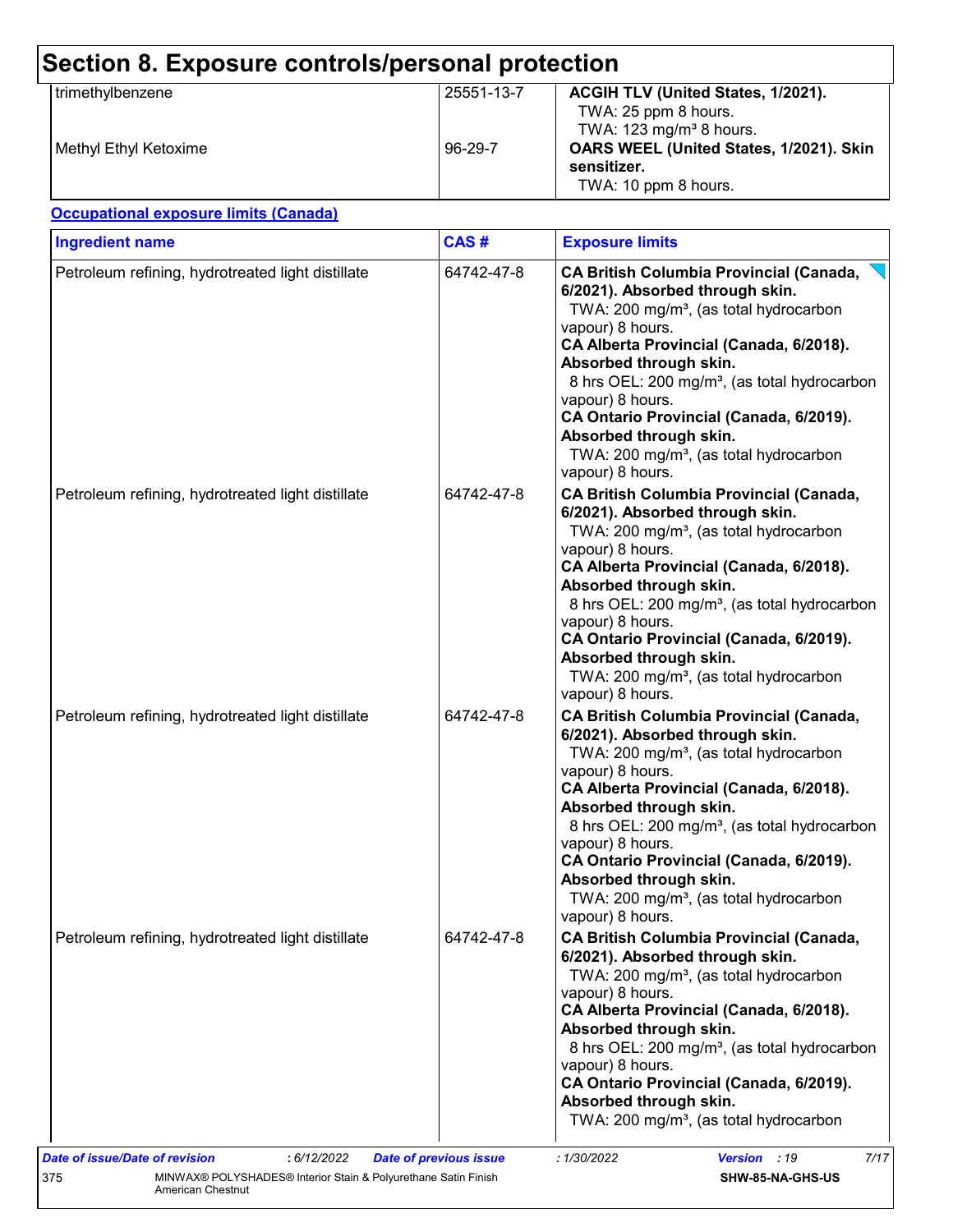# Section 8. Exposure controls/personal protection

| | | |
|---|---|---|
| trimethylbenzene | 25551-13-7 | **ACGIH TLV (United States, 1/2021).**<br>TWA: 25 ppm 8 hours.<br>TWA: 123 mg/m³ 8 hours. |
| Methyl Ethyl Ketoxime | 96-29-7 | **OARS WEEL (United States, 1/2021). Skin sensitizer.**<br>TWA: 10 ppm 8 hours. |

**Occupational exposure limits (Canada)**

| Ingredient name | CAS # | Exposure limits |
|---|---|---|
| Petroleum refining, hydrotreated light distillate | 64742-47-8 | **CA British Columbia Provincial (Canada, 6/2021). Absorbed through skin.**<br>TWA: 200 mg/m³, (as total hydrocarbon vapour) 8 hours.<br>**CA Alberta Provincial (Canada, 6/2018). Absorbed through skin.**<br>8 hrs OEL: 200 mg/m³, (as total hydrocarbon vapour) 8 hours.<br>**CA Ontario Provincial (Canada, 6/2019). Absorbed through skin.**<br>TWA: 200 mg/m³, (as total hydrocarbon vapour) 8 hours. |
| Petroleum refining, hydrotreated light distillate | 64742-47-8 | **CA British Columbia Provincial (Canada, 6/2021). Absorbed through skin.**<br>TWA: 200 mg/m³, (as total hydrocarbon vapour) 8 hours.<br>**CA Alberta Provincial (Canada, 6/2018). Absorbed through skin.**<br>8 hrs OEL: 200 mg/m³, (as total hydrocarbon vapour) 8 hours.<br>**CA Ontario Provincial (Canada, 6/2019). Absorbed through skin.**<br>TWA: 200 mg/m³, (as total hydrocarbon vapour) 8 hours. |
| Petroleum refining, hydrotreated light distillate | 64742-47-8 | **CA British Columbia Provincial (Canada, 6/2021). Absorbed through skin.**<br>TWA: 200 mg/m³, (as total hydrocarbon vapour) 8 hours.<br>**CA Alberta Provincial (Canada, 6/2018). Absorbed through skin.**<br>8 hrs OEL: 200 mg/m³, (as total hydrocarbon vapour) 8 hours.<br>**CA Ontario Provincial (Canada, 6/2019). Absorbed through skin.**<br>TWA: 200 mg/m³, (as total hydrocarbon vapour) 8 hours. |
| Petroleum refining, hydrotreated light distillate | 64742-47-8 | **CA British Columbia Provincial (Canada, 6/2021). Absorbed through skin.**<br>TWA: 200 mg/m³, (as total hydrocarbon vapour) 8 hours.<br>**CA Alberta Provincial (Canada, 6/2018). Absorbed through skin.**<br>8 hrs OEL: 200 mg/m³, (as total hydrocarbon vapour) 8 hours.<br>**CA Ontario Provincial (Canada, 6/2019). Absorbed through skin.**<br>TWA: 200 mg/m³, (as total hydrocarbon |

*Date of issue/Date of revision* : 6/12/2022 *Date of previous issue* : 1/30/2022 *Version* : 19

375 MINWAX® POLYSHADES® Interior Stain & Polyurethane Satin Finish American Chestnut **SHW-85-NA-GHS-US**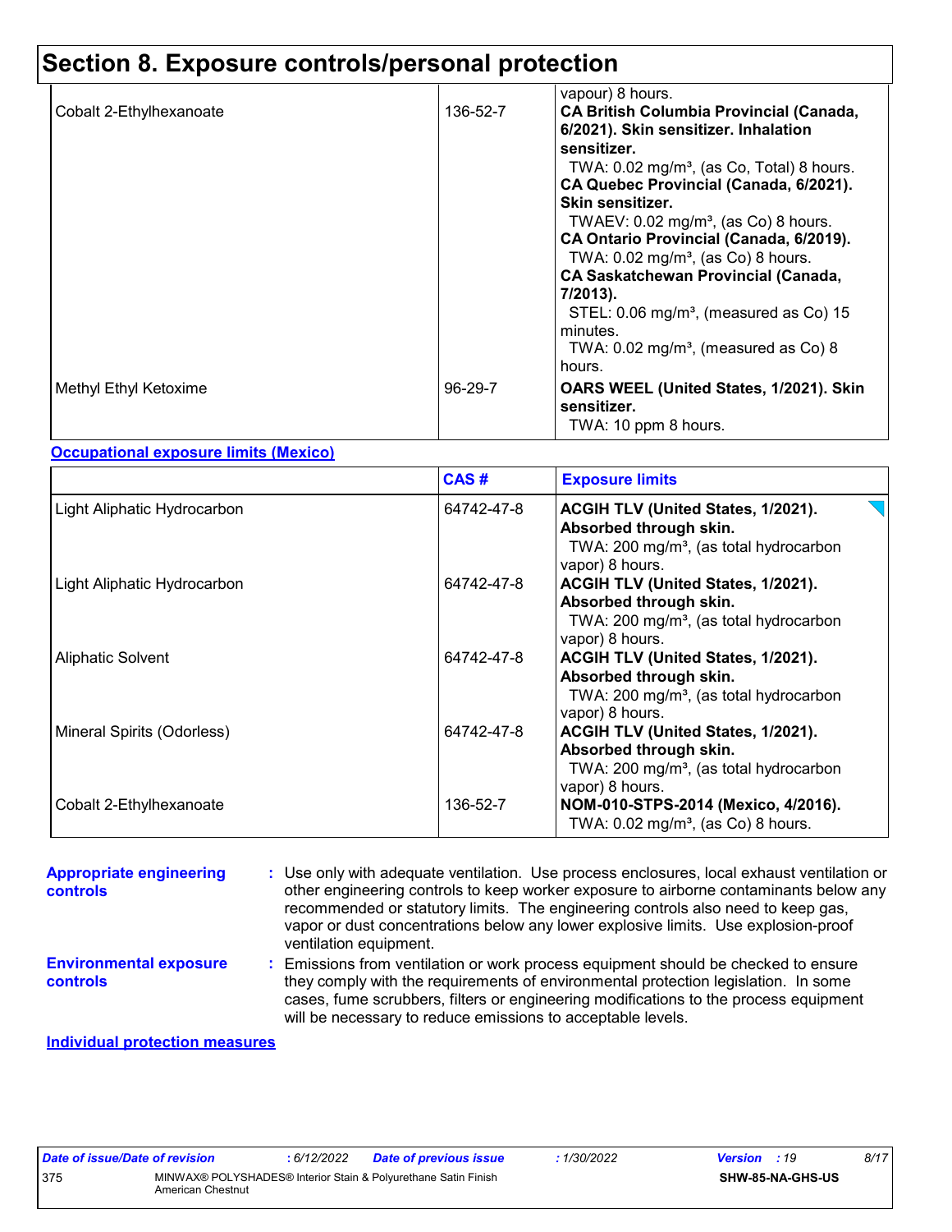# Section 8. Exposure controls/personal protection

| | | |
|---|---|---|
| | | vapour) 8 hours. |
| Cobalt 2-Ethylhexanoate | 136-52-7 | **CA British Columbia Provincial (Canada, 6/2021). Skin sensitizer. Inhalation sensitizer.**<br>TWA: 0.02 mg/m³, (as Co, Total) 8 hours.<br>**CA Quebec Provincial (Canada, 6/2021). Skin sensitizer.**<br>TWAEV: 0.02 mg/m³, (as Co) 8 hours.<br>**CA Ontario Provincial (Canada, 6/2019).**<br>TWA: 0.02 mg/m³, (as Co) 8 hours.<br>**CA Saskatchewan Provincial (Canada, 7/2013).**<br>STEL: 0.06 mg/m³, (measured as Co) 15 minutes.<br>TWA: 0.02 mg/m³, (measured as Co) 8 hours. |
| Methyl Ethyl Ketoxime | 96-29-7 | **OARS WEEL (United States, 1/2021). Skin sensitizer.**<br>TWA: 10 ppm 8 hours. |

**Occupational exposure limits (Mexico)**

| | CAS # | Exposure limits |
|---|---|---|
| Light Aliphatic Hydrocarbon | 64742-47-8 | **ACGIH TLV (United States, 1/2021). Absorbed through skin.**<br>TWA: 200 mg/m³, (as total hydrocarbon vapor) 8 hours. |
| Light Aliphatic Hydrocarbon | 64742-47-8 | **ACGIH TLV (United States, 1/2021). Absorbed through skin.**<br>TWA: 200 mg/m³, (as total hydrocarbon vapor) 8 hours. |
| Aliphatic Solvent | 64742-47-8 | **ACGIH TLV (United States, 1/2021). Absorbed through skin.**<br>TWA: 200 mg/m³, (as total hydrocarbon vapor) 8 hours. |
| Mineral Spirits (Odorless) | 64742-47-8 | **ACGIH TLV (United States, 1/2021). Absorbed through skin.**<br>TWA: 200 mg/m³, (as total hydrocarbon vapor) 8 hours. |
| Cobalt 2-Ethylhexanoate | 136-52-7 | **NOM-010-STPS-2014 (Mexico, 4/2016).**<br>TWA: 0.02 mg/m³, (as Co) 8 hours. |

**Appropriate engineering controls** : Use only with adequate ventilation. Use process enclosures, local exhaust ventilation or other engineering controls to keep worker exposure to airborne contaminants below any recommended or statutory limits. The engineering controls also need to keep gas, vapor or dust concentrations below any lower explosive limits. Use explosion-proof ventilation equipment.

**Environmental exposure controls** : Emissions from ventilation or work process equipment should be checked to ensure they comply with the requirements of environmental protection legislation. In some cases, fume scrubbers, filters or engineering modifications to the process equipment will be necessary to reduce emissions to acceptable levels.

**Individual protection measures**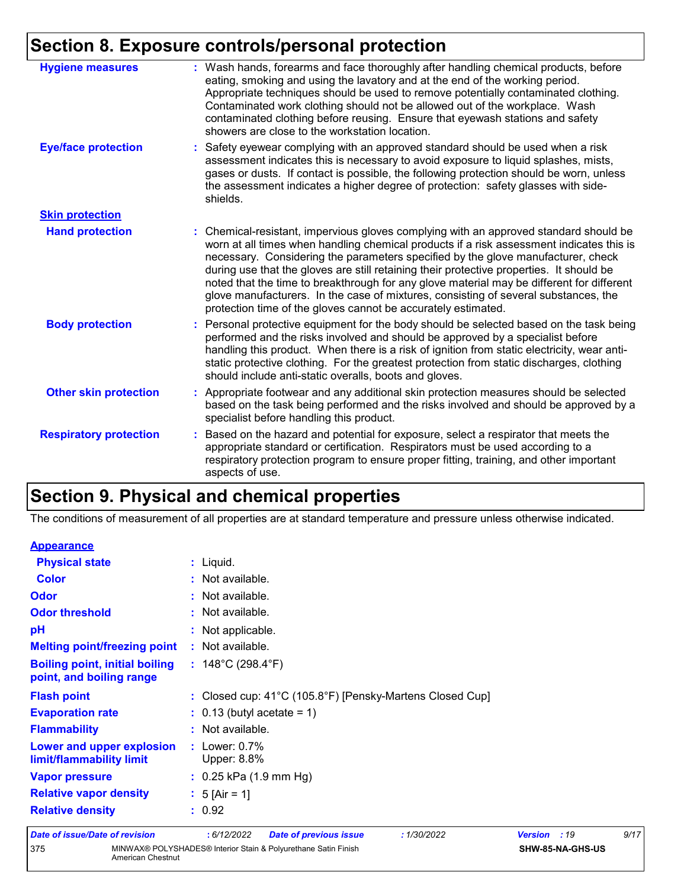## Section 8. Exposure controls/personal protection

**Hygiene measures** : Wash hands, forearms and face thoroughly after handling chemical products, before eating, smoking and using the lavatory and at the end of the working period. Appropriate techniques should be used to remove potentially contaminated clothing. Contaminated work clothing should not be allowed out of the workplace. Wash contaminated clothing before reusing. Ensure that eyewash stations and safety showers are close to the workstation location.

**Eye/face protection** : Safety eyewear complying with an approved standard should be used when a risk assessment indicates this is necessary to avoid exposure to liquid splashes, mists, gases or dusts. If contact is possible, the following protection should be worn, unless the assessment indicates a higher degree of protection: safety glasses with side-shields.

**Skin protection**

**Hand protection** : Chemical-resistant, impervious gloves complying with an approved standard should be worn at all times when handling chemical products if a risk assessment indicates this is necessary. Considering the parameters specified by the glove manufacturer, check during use that the gloves are still retaining their protective properties. It should be noted that the time to breakthrough for any glove material may be different for different glove manufacturers. In the case of mixtures, consisting of several substances, the protection time of the gloves cannot be accurately estimated.

**Body protection** : Personal protective equipment for the body should be selected based on the task being performed and the risks involved and should be approved by a specialist before handling this product. When there is a risk of ignition from static electricity, wear anti-static protective clothing. For the greatest protection from static discharges, clothing should include anti-static overalls, boots and gloves.

**Other skin protection** : Appropriate footwear and any additional skin protection measures should be selected based on the task being performed and the risks involved and should be approved by a specialist before handling this product.

**Respiratory protection** : Based on the hazard and potential for exposure, select a respirator that meets the appropriate standard or certification. Respirators must be used according to a respiratory protection program to ensure proper fitting, training, and other important aspects of use.

## Section 9. Physical and chemical properties

The conditions of measurement of all properties are at standard temperature and pressure unless otherwise indicated.

**Appearance**

**Physical state** : Liquid.

**Color** : Not available.

**Odor** : Not available.

**Odor threshold** : Not available.

**pH** : Not applicable.

**Melting point/freezing point** : Not available.

**Boiling point, initial boiling point, and boiling range** : 148°C (298.4°F)

**Flash point** : Closed cup: 41°C (105.8°F) [Pensky-Martens Closed Cup]

**Evaporation rate** : 0.13 (butyl acetate = 1)

**Flammability** : Not available.

**Lower and upper explosion limit/flammability limit** : Lower: 0.7%
Upper: 8.8%

**Vapor pressure** : 0.25 kPa (1.9 mm Hg)

**Relative vapor density** : 5 [Air = 1]

**Relative density** : 0.92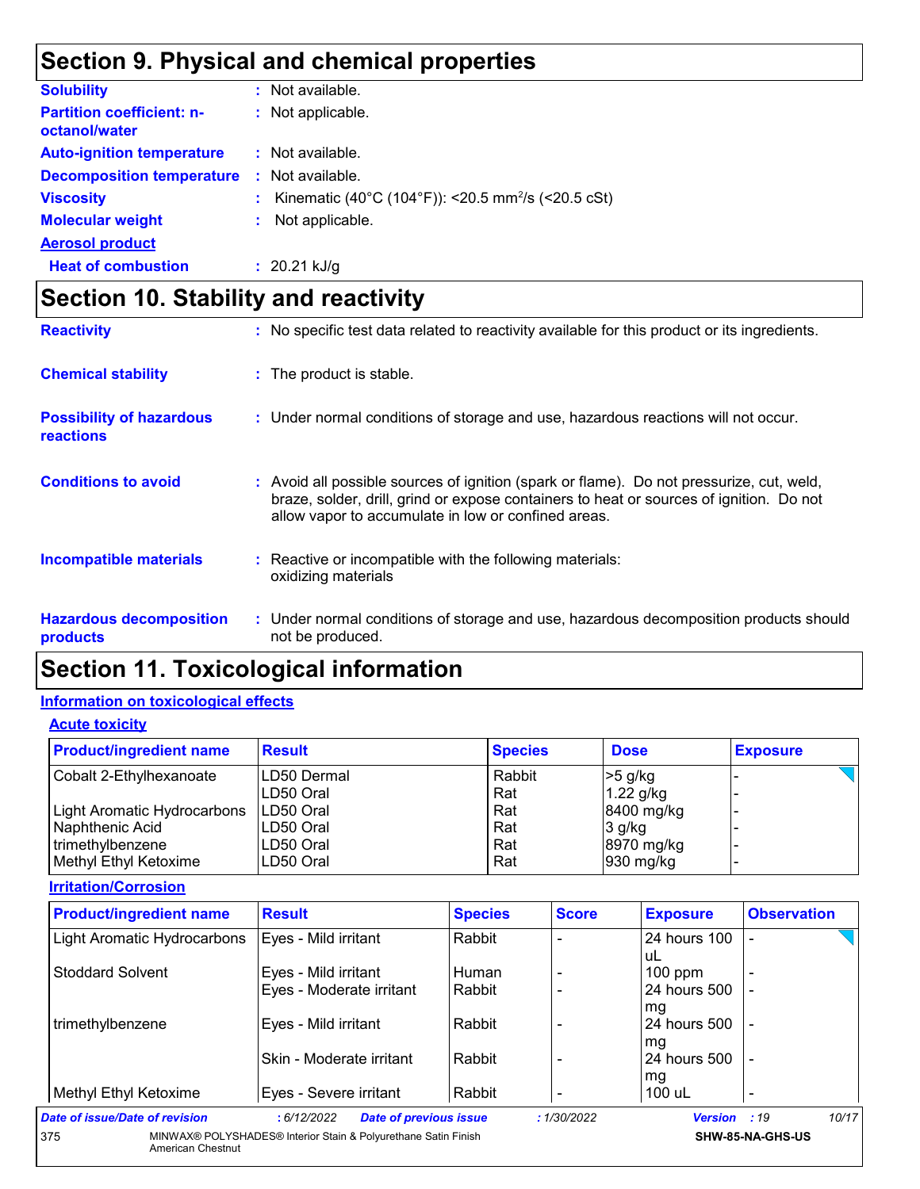## Section 9. Physical and chemical properties

**Solubility** : Not available.

**Partition coefficient: n-octanol/water** : Not applicable.

**Auto-ignition temperature** : Not available.

**Decomposition temperature** : Not available.

**Viscosity** : Kinematic (40°C (104°F)): <20.5 $mm^2/s$ (<20.5 cSt)

**Molecular weight** : Not applicable.

**Aerosol product**

**Heat of combustion** : 20.21 kJ/g

## Section 10. Stability and reactivity

**Reactivity** : No specific test data related to reactivity available for this product or its ingredients.

**Chemical stability** : The product is stable.

**Possibility of hazardous reactions** : Under normal conditions of storage and use, hazardous reactions will not occur.

**Conditions to avoid** : Avoid all possible sources of ignition (spark or flame). Do not pressurize, cut, weld, braze, solder, drill, grind or expose containers to heat or sources of ignition. Do not allow vapor to accumulate in low or confined areas.

**Incompatible materials** : Reactive or incompatible with the following materials: oxidizing materials

**Hazardous decomposition products** : Under normal conditions of storage and use, hazardous decomposition products should not be produced.

## Section 11. Toxicological information

### Information on toxicological effects

#### Acute toxicity

| Product/ingredient name | Result | Species | Dose | Exposure |
|---|---|---|---|---|
| Cobalt 2-Ethylhexanoate | LD50 Dermal | Rabbit | >5 g/kg | - |
| | LD50 Oral | Rat | 1.22 g/kg | - |
| Light Aromatic Hydrocarbons | LD50 Oral | Rat | 8400 mg/kg | - |
| Naphthenic Acid | LD50 Oral | Rat | 3 g/kg | - |
| trimethylbenzene | LD50 Oral | Rat | 8970 mg/kg | - |
| Methyl Ethyl Ketoxime | LD50 Oral | Rat | 930 mg/kg | - |

#### Irritation/Corrosion

| Product/ingredient name | Result | Species | Score | Exposure | Observation |
|---|---|---|---|---|---|
| Light Aromatic Hydrocarbons | Eyes - Mild irritant | Rabbit | - | 24 hours 100 uL | - |
| Stoddard Solvent | Eyes - Mild irritant | Human | - | 100 ppm | - |
| | Eyes - Moderate irritant | Rabbit | - | 24 hours 500 mg | - |
| trimethylbenzene | Eyes - Mild irritant | Rabbit | - | 24 hours 500 mg | - |
| | Skin - Moderate irritant | Rabbit | - | 24 hours 500 mg | - |
| Methyl Ethyl Ketoxime | Eyes - Severe irritant | Rabbit | - | 100 uL | - |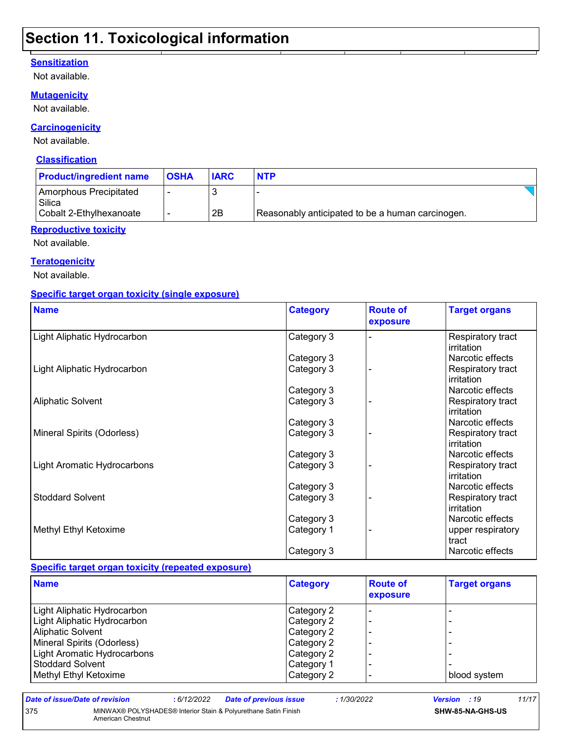## Section 11. Toxicological information

### Sensitization

Not available.

### Mutagenicity

Not available.

### Carcinogenicity

Not available.

#### Classification

| Product/ingredient name | OSHA | IARC | NTP |
|---|---|---|---|
| Amorphous Precipitated Silica | - | 3 | - |
| Cobalt 2-Ethylhexanoate | - | 2B | Reasonably anticipated to be a human carcinogen. |

### Reproductive toxicity

Not available.

### Teratogenicity

Not available.

### Specific target organ toxicity (single exposure)

| Name | Category | Route of exposure | Target organs |
|---|---|---|---|
| Light Aliphatic Hydrocarbon | Category 3 | - | Respiratory tract irritation |
| | Category 3 | | Narcotic effects |
| Light Aliphatic Hydrocarbon | Category 3 | - | Respiratory tract irritation |
| | Category 3 | | Narcotic effects |
| Aliphatic Solvent | Category 3 | - | Respiratory tract irritation |
| | Category 3 | | Narcotic effects |
| Mineral Spirits (Odorless) | Category 3 | - | Respiratory tract irritation |
| | Category 3 | | Narcotic effects |
| Light Aromatic Hydrocarbons | Category 3 | - | Respiratory tract irritation |
| | Category 3 | | Narcotic effects |
| Stoddard Solvent | Category 3 | - | Respiratory tract irritation |
| | Category 3 | | Narcotic effects |
| Methyl Ethyl Ketoxime | Category 1 | - | upper respiratory tract |
| | Category 3 | | Narcotic effects |

### Specific target organ toxicity (repeated exposure)

| Name | Category | Route of exposure | Target organs |
|---|---|---|---|
| Light Aliphatic Hydrocarbon | Category 2 | - | - |
| Light Aliphatic Hydrocarbon | Category 2 | - | - |
| Aliphatic Solvent | Category 2 | - | - |
| Mineral Spirits (Odorless) | Category 2 | - | - |
| Light Aromatic Hydrocarbons | Category 2 | - | - |
| Stoddard Solvent | Category 1 | - | - |
| Methyl Ethyl Ketoxime | Category 2 | - | blood system |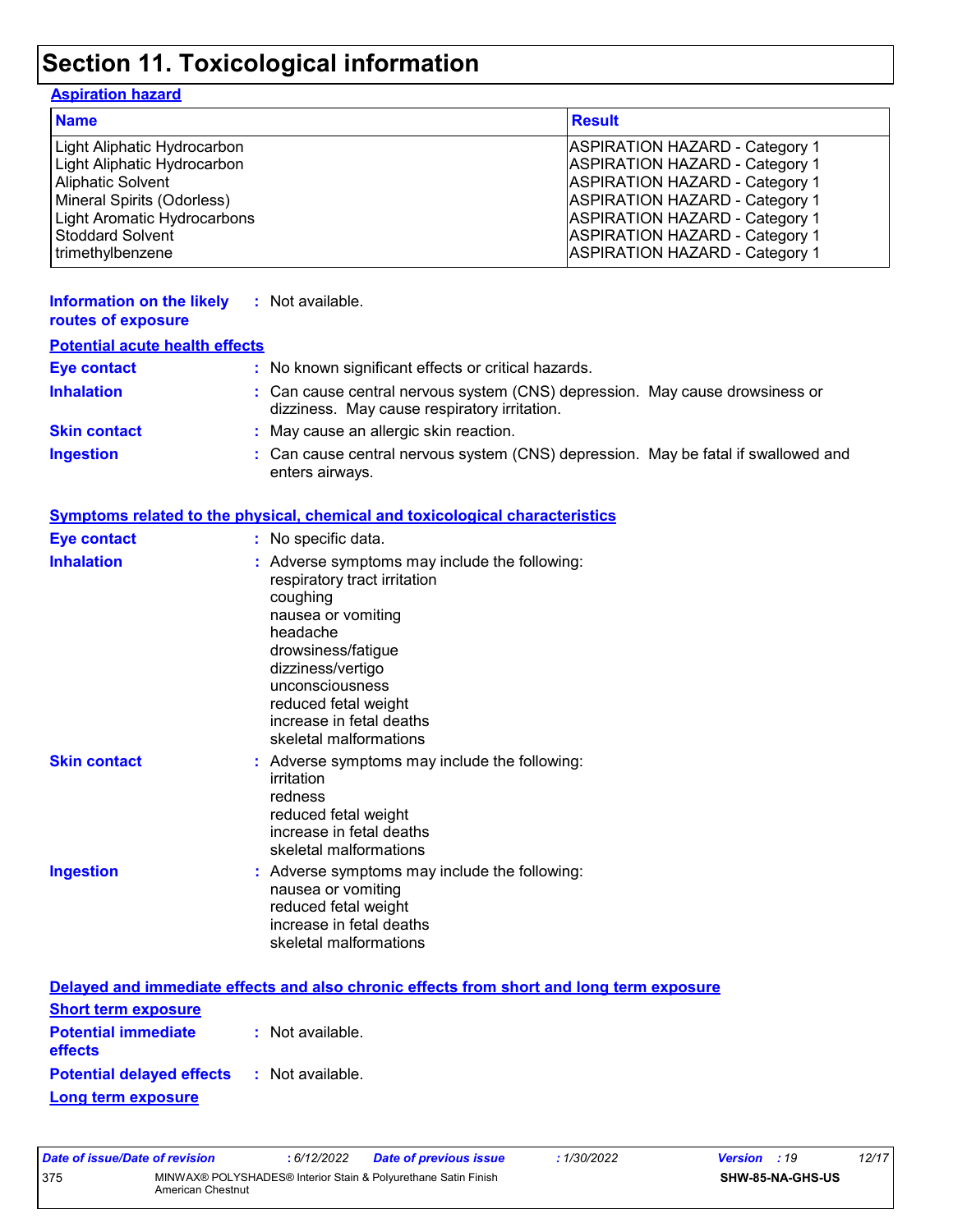# Section 11. Toxicological information

**Aspiration hazard**

| Name | Result |
|---|---|
| Light Aliphatic Hydrocarbon | ASPIRATION HAZARD - Category 1 |
| Light Aliphatic Hydrocarbon | ASPIRATION HAZARD - Category 1 |
| Aliphatic Solvent | ASPIRATION HAZARD - Category 1 |
| Mineral Spirits (Odorless) | ASPIRATION HAZARD - Category 1 |
| Light Aromatic Hydrocarbons | ASPIRATION HAZARD - Category 1 |
| Stoddard Solvent | ASPIRATION HAZARD - Category 1 |
| trimethylbenzene | ASPIRATION HAZARD - Category 1 |

**Information on the likely routes of exposure** : Not available.

**Potential acute health effects**

**Eye contact** : No known significant effects or critical hazards.

**Inhalation** : Can cause central nervous system (CNS) depression. May cause drowsiness or dizziness. May cause respiratory irritation.

**Skin contact** : May cause an allergic skin reaction.

**Ingestion** : Can cause central nervous system (CNS) depression. May be fatal if swallowed and enters airways.

**Symptoms related to the physical, chemical and toxicological characteristics**

**Eye contact** : No specific data.

**Inhalation** : Adverse symptoms may include the following:
respiratory tract irritation
coughing
nausea or vomiting
headache
drowsiness/fatigue
dizziness/vertigo
unconsciousness
reduced fetal weight
increase in fetal deaths
skeletal malformations

**Skin contact** : Adverse symptoms may include the following:
irritation
redness
reduced fetal weight
increase in fetal deaths
skeletal malformations

**Ingestion** : Adverse symptoms may include the following:
nausea or vomiting
reduced fetal weight
increase in fetal deaths
skeletal malformations

**Delayed and immediate effects and also chronic effects from short and long term exposure**

**Short term exposure**

**Potential immediate effects** : Not available.

**Potential delayed effects** : Not available.

**Long term exposure**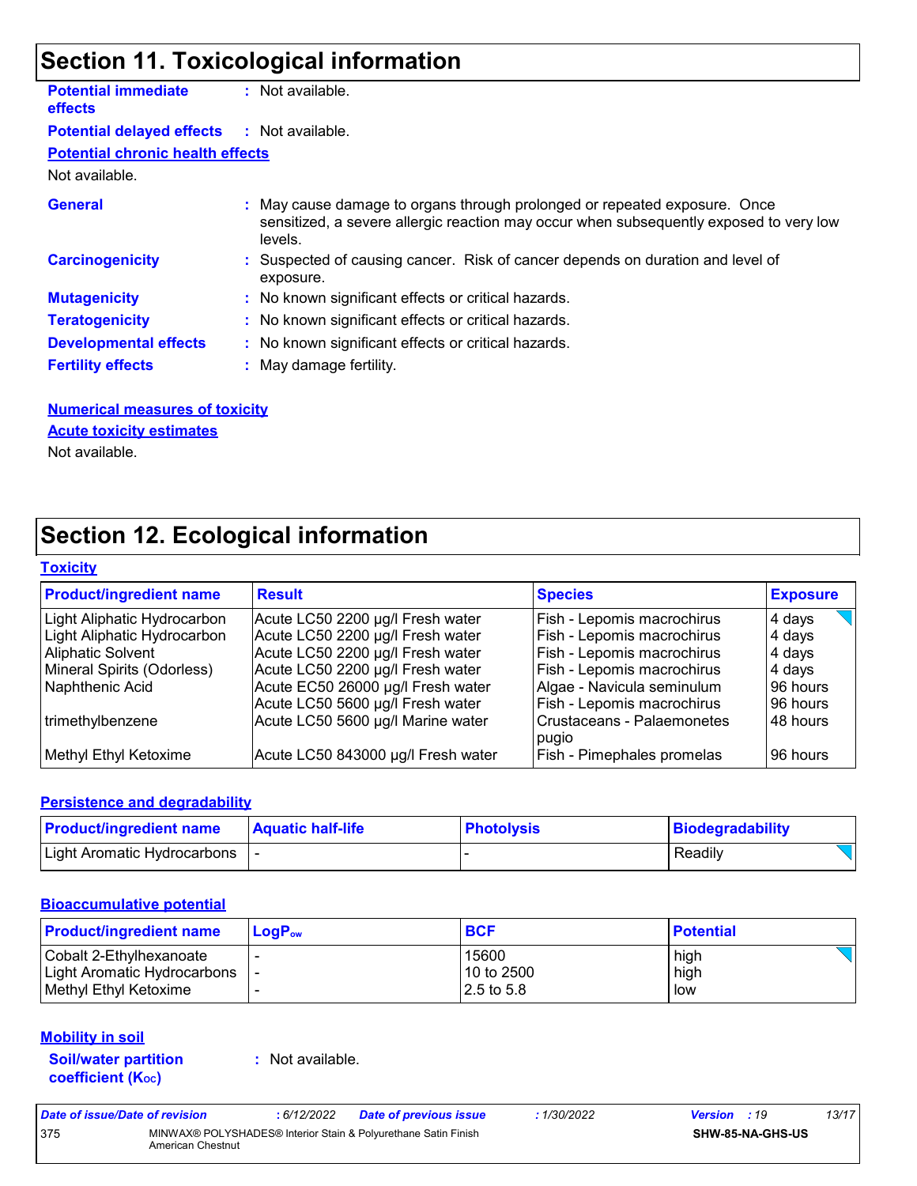## Section 11. Toxicological information

**Potential immediate effects** : Not available.

**Potential delayed effects** : Not available.

**Potential chronic health effects**

Not available.

**General** : May cause damage to organs through prolonged or repeated exposure. Once sensitized, a severe allergic reaction may occur when subsequently exposed to very low levels.

**Carcinogenicity** : Suspected of causing cancer. Risk of cancer depends on duration and level of exposure.

**Mutagenicity** : No known significant effects or critical hazards.

**Teratogenicity** : No known significant effects or critical hazards.

**Developmental effects** : No known significant effects or critical hazards.

**Fertility effects** : May damage fertility.

**Numerical measures of toxicity**

**Acute toxicity estimates**

Not available.

## Section 12. Ecological information

**Toxicity**

| Product/ingredient name | Result | Species | Exposure |
|---|---|---|---|
| Light Aliphatic Hydrocarbon | Acute LC50 2200 µg/l Fresh water | Fish - Lepomis macrochirus | 4 days |
| Light Aliphatic Hydrocarbon | Acute LC50 2200 µg/l Fresh water | Fish - Lepomis macrochirus | 4 days |
| Aliphatic Solvent | Acute LC50 2200 µg/l Fresh water | Fish - Lepomis macrochirus | 4 days |
| Mineral Spirits (Odorless) | Acute LC50 2200 µg/l Fresh water | Fish - Lepomis macrochirus | 4 days |
| Naphthenic Acid | Acute EC50 26000 µg/l Fresh water | Algae - Navicula seminulum | 96 hours |
| | Acute LC50 5600 µg/l Fresh water | Fish - Lepomis macrochirus | 96 hours |
| trimethylbenzene | Acute LC50 5600 µg/l Marine water | Crustaceans - Palaemonetes pugio | 48 hours |
| Methyl Ethyl Ketoxime | Acute LC50 843000 µg/l Fresh water | Fish - Pimephales promelas | 96 hours |

**Persistence and degradability**

| Product/ingredient name | Aquatic half-life | Photolysis | Biodegradability |
|---|---|---|---|
| Light Aromatic Hydrocarbons | - | - | Readily |

**Bioaccumulative potential**

| Product/ingredient name | $LogP_{ow}$ | BCF | Potential |
|---|---|---|---|
| Cobalt 2-Ethylhexanoate | - | 15600 | high |
| Light Aromatic Hydrocarbons | - | 10 to 2500 | high |
| Methyl Ethyl Ketoxime | - | 2.5 to 5.8 | low |

**Mobility in soil**

**Soil/water partition coefficient ($K_{OC}$)** : Not available.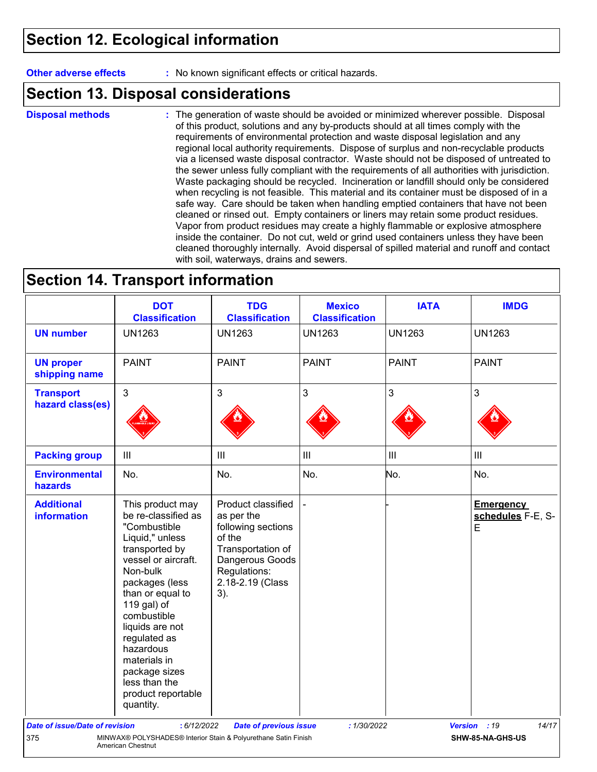## Section 12. Ecological information

**Other adverse effects** : No known significant effects or critical hazards.

## Section 13. Disposal considerations

**Disposal methods** : The generation of waste should be avoided or minimized wherever possible. Disposal of this product, solutions and any by-products should at all times comply with the requirements of environmental protection and waste disposal legislation and any regional local authority requirements. Dispose of surplus and non-recyclable products via a licensed waste disposal contractor. Waste should not be disposed of untreated to the sewer unless fully compliant with the requirements of all authorities with jurisdiction. Waste packaging should be recycled. Incineration or landfill should only be considered when recycling is not feasible. This material and its container must be disposed of in a safe way. Care should be taken when handling emptied containers that have not been cleaned or rinsed out. Empty containers or liners may retain some product residues. Vapor from product residues may create a highly flammable or explosive atmosphere inside the container. Do not cut, weld or grind used containers unless they have been cleaned thoroughly internally. Avoid dispersal of spilled material and runoff and contact with soil, waterways, drains and sewers.

## Section 14. Transport information

| | DOT Classification | TDG Classification | Mexico Classification | IATA | IMDG |
|---|---|---|---|---|---|
| **UN number** | UN1263 | UN1263 | UN1263 | UN1263 | UN1263 |
| **UN proper shipping name** | PAINT | PAINT | PAINT | PAINT | PAINT |
| **Transport hazard class(es)** | 3 | 3 | 3 | 3 | 3 |
| **Packing group** | III | III | III | III | III |
| **Environmental hazards** | No. | No. | No. | No. | No. |
| **Additional information** | This product may be re-classified as "Combustible Liquid," unless transported by vessel or aircraft. Non-bulk packages (less than or equal to 119 gal) of combustible liquids are not regulated as hazardous materials in package sizes less than the product reportable quantity. | Product classified as per the following sections of the Transportation of Dangerous Goods Regulations: 2.18-2.19 (Class 3). | - | - | **Emergency schedules** F-E, S-E |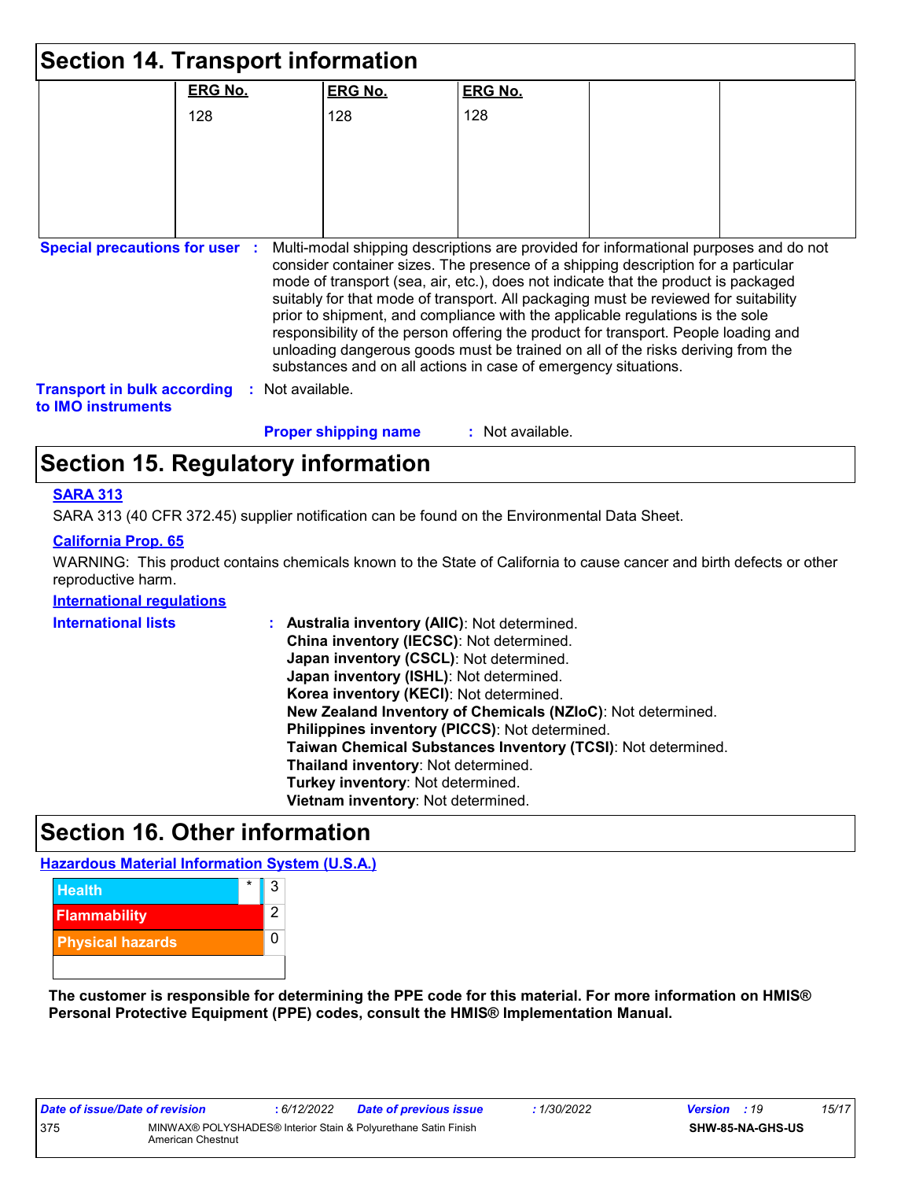## Section 14. Transport information

| | ERG No. | ERG No. | ERG No. | | |
|---|---|---|---|---|---|
| | 128 | 128 | 128 | | |

**Special precautions for user** : Multi-modal shipping descriptions are provided for informational purposes and do not consider container sizes. The presence of a shipping description for a particular mode of transport (sea, air, etc.), does not indicate that the product is packaged suitably for that mode of transport. All packaging must be reviewed for suitability prior to shipment, and compliance with the applicable regulations is the sole responsibility of the person offering the product for transport. People loading and unloading dangerous goods must be trained on all of the risks deriving from the substances and on all actions in case of emergency situations.

**Transport in bulk according to IMO instruments** : Not available.

**Proper shipping name** : Not available.

## Section 15. Regulatory information

**SARA 313**

SARA 313 (40 CFR 372.45) supplier notification can be found on the Environmental Data Sheet.

**California Prop. 65**

WARNING: This product contains chemicals known to the State of California to cause cancer and birth defects or other reproductive harm.

**International regulations**

**International lists** :
**Australia inventory (AIIC)**: Not determined.
**China inventory (IECSC)**: Not determined.
**Japan inventory (CSCL)**: Not determined.
**Japan inventory (ISHL)**: Not determined.
**Korea inventory (KECI)**: Not determined.
**New Zealand Inventory of Chemicals (NZIoC)**: Not determined.
**Philippines inventory (PICCS)**: Not determined.
**Taiwan Chemical Substances Inventory (TCSI)**: Not determined.
**Thailand inventory**: Not determined.
**Turkey inventory**: Not determined.
**Vietnam inventory**: Not determined.

## Section 16. Other information

**Hazardous Material Information System (U.S.A.)**

| | |
|---|---|
| Health * | 3 |
| Flammability | 2 |
| Physical hazards | 0 |
| | |

**The customer is responsible for determining the PPE code for this material. For more information on HMIS® Personal Protective Equipment (PPE) codes, consult the HMIS® Implementation Manual.**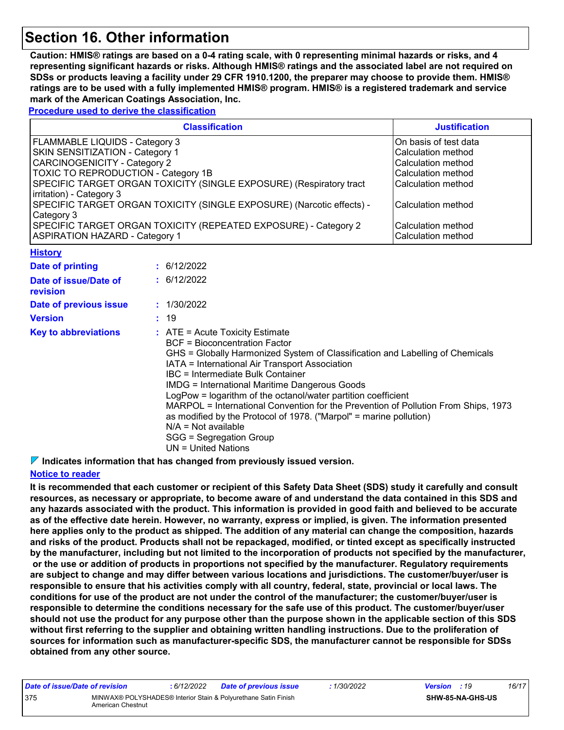# Section 16. Other information

**Caution: HMIS® ratings are based on a 0-4 rating scale, with 0 representing minimal hazards or risks, and 4 representing significant hazards or risks. Although HMIS® ratings and the associated label are not required on SDSs or products leaving a facility under 29 CFR 1910.1200, the preparer may choose to provide them. HMIS® ratings are to be used with a fully implemented HMIS® program. HMIS® is a registered trademark and service mark of the American Coatings Association, Inc.**

**Procedure used to derive the classification**

| Classification | Justification |
|---|---|
| FLAMMABLE LIQUIDS - Category 3 | On basis of test data |
| SKIN SENSITIZATION - Category 1 | Calculation method |
| CARCINOGENICITY - Category 2 | Calculation method |
| TOXIC TO REPRODUCTION - Category 1B | Calculation method |
| SPECIFIC TARGET ORGAN TOXICITY (SINGLE EXPOSURE) (Respiratory tract irritation) - Category 3 | Calculation method |
| SPECIFIC TARGET ORGAN TOXICITY (SINGLE EXPOSURE) (Narcotic effects) - Category 3 | Calculation method |
| SPECIFIC TARGET ORGAN TOXICITY (REPEATED EXPOSURE) - Category 2 | Calculation method |
| ASPIRATION HAZARD - Category 1 | Calculation method |

**History**

**Date of printing** : 6/12/2022

**Date of issue/Date of revision** : 6/12/2022

**Date of previous issue** : 1/30/2022

**Version** : 19

**Key to abbreviations** :
ATE = Acute Toxicity Estimate
BCF = Bioconcentration Factor
GHS = Globally Harmonized System of Classification and Labelling of Chemicals
IATA = International Air Transport Association
IBC = Intermediate Bulk Container
IMDG = International Maritime Dangerous Goods
LogPow = logarithm of the octanol/water partition coefficient
MARPOL = International Convention for the Prevention of Pollution From Ships, 1973 as modified by the Protocol of 1978. ("Marpol" = marine pollution)
N/A = Not available
SGG = Segregation Group
UN = United Nations

**Indicates information that has changed from previously issued version.**

**Notice to reader**

**It is recommended that each customer or recipient of this Safety Data Sheet (SDS) study it carefully and consult resources, as necessary or appropriate, to become aware of and understand the data contained in this SDS and any hazards associated with the product. This information is provided in good faith and believed to be accurate as of the effective date herein. However, no warranty, express or implied, is given. The information presented here applies only to the product as shipped. The addition of any material can change the composition, hazards and risks of the product. Products shall not be repackaged, modified, or tinted except as specifically instructed by the manufacturer, including but not limited to the incorporation of products not specified by the manufacturer, or the use or addition of products in proportions not specified by the manufacturer. Regulatory requirements are subject to change and may differ between various locations and jurisdictions. The customer/buyer/user is responsible to ensure that his activities comply with all country, federal, state, provincial or local laws. The conditions for use of the product are not under the control of the manufacturer; the customer/buyer/user is responsible to determine the conditions necessary for the safe use of this product. The customer/buyer/user should not use the product for any purpose other than the purpose shown in the applicable section of this SDS without first referring to the supplier and obtaining written handling instructions. Due to the proliferation of sources for information such as manufacturer-specific SDS, the manufacturer cannot be responsible for SDSs obtained from any other source.**